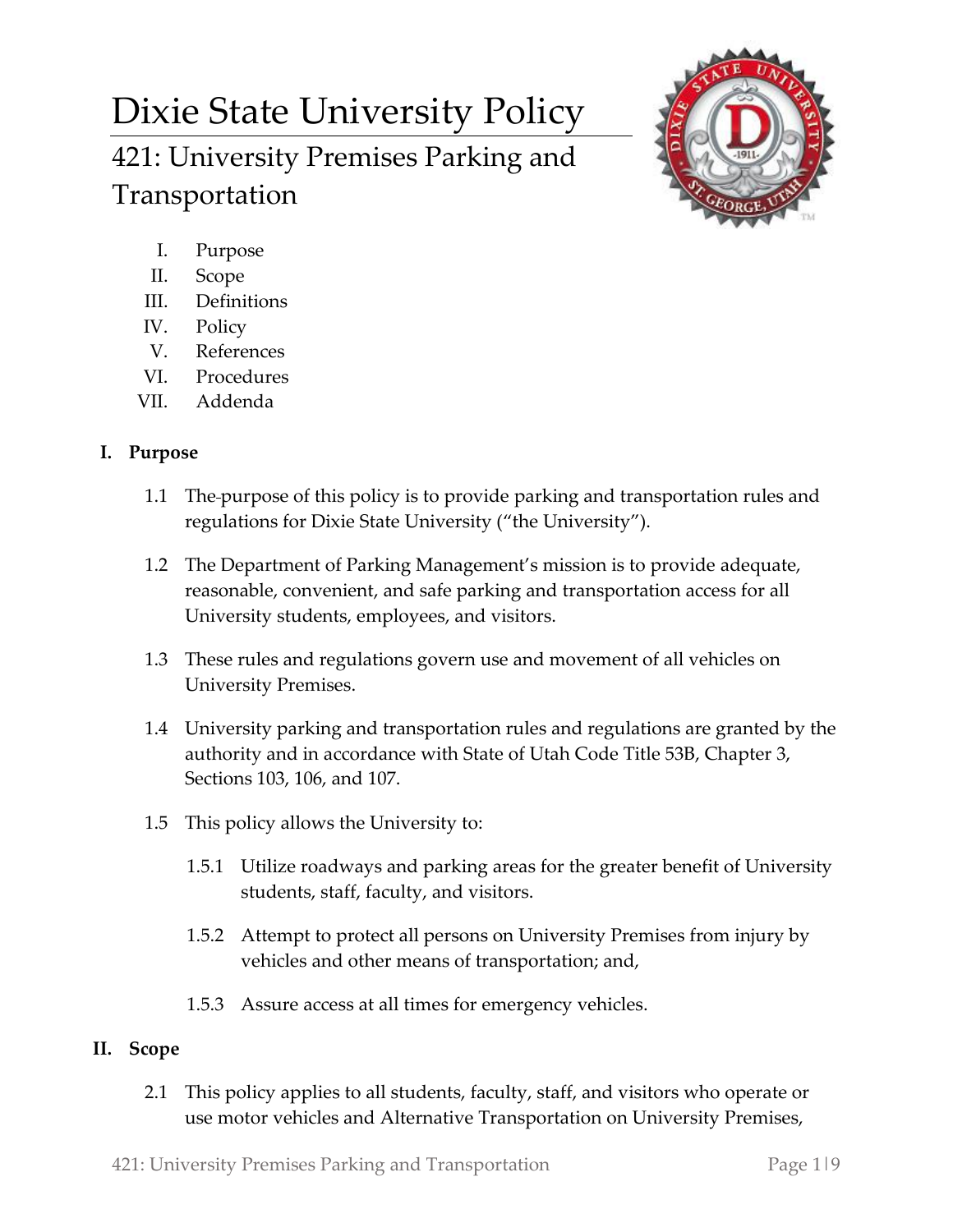# Dixie State University Policy

## 421: University Premises Parking and Transportation

I. Purpose
II. Scope
III. Definitions
IV. Policy
V. References
VI. Procedures
VII. Addenda

### I. Purpose

1.1 The purpose of this policy is to provide parking and transportation rules and regulations for Dixie State University ("the University").

1.2 The Department of Parking Management's mission is to provide adequate, reasonable, convenient, and safe parking and transportation access for all University students, employees, and visitors.

1.3 These rules and regulations govern use and movement of all vehicles on University Premises.

1.4 University parking and transportation rules and regulations are granted by the authority and in accordance with State of Utah Code Title 53B, Chapter 3, Sections 103, 106, and 107.

1.5 This policy allows the University to:

1.5.1 Utilize roadways and parking areas for the greater benefit of University students, staff, faculty, and visitors.

1.5.2 Attempt to protect all persons on University Premises from injury by vehicles and other means of transportation; and,

1.5.3 Assure access at all times for emergency vehicles.

### II. Scope

2.1 This policy applies to all students, faculty, staff, and visitors who operate or use motor vehicles and Alternative Transportation on University Premises,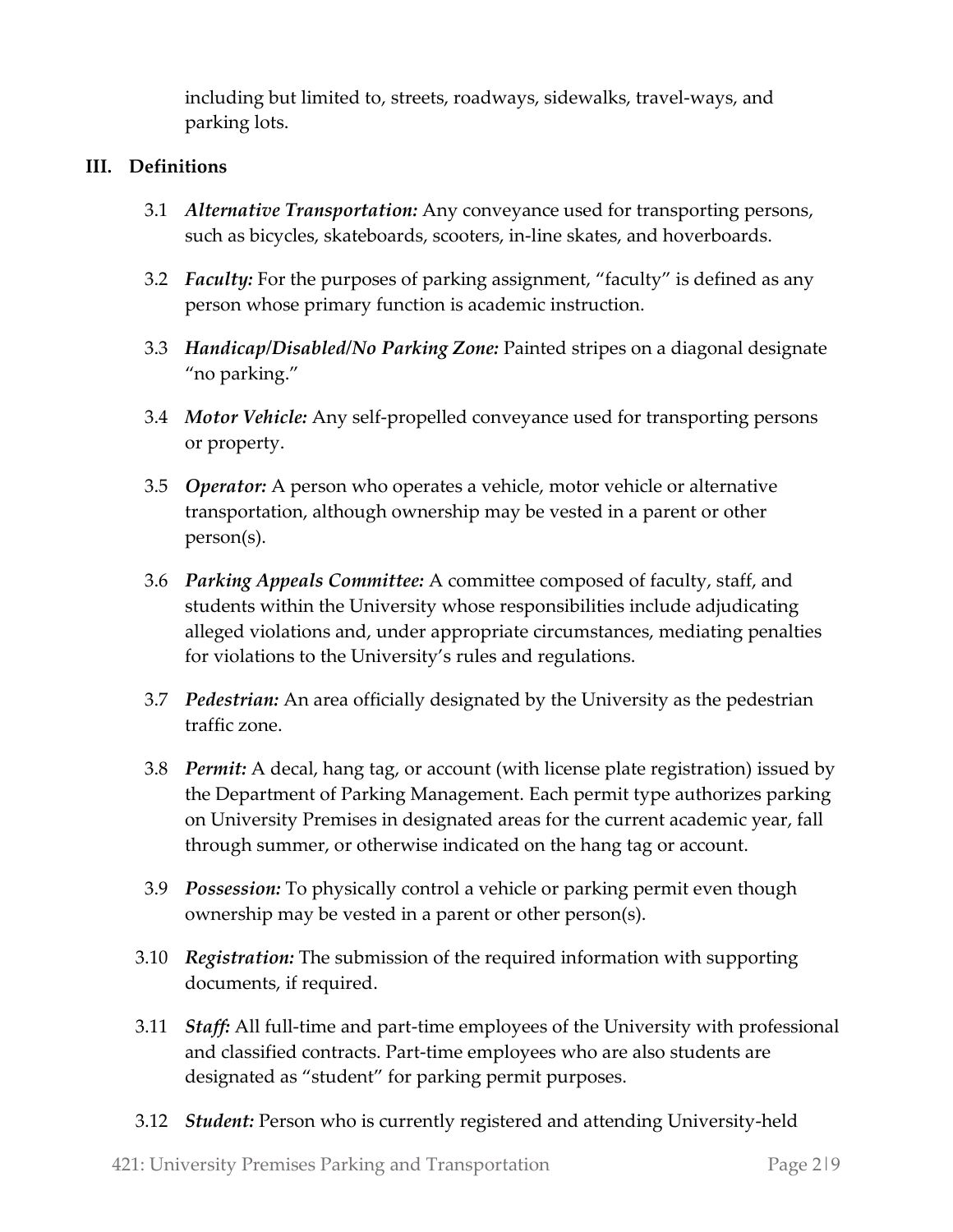including but limited to, streets, roadways, sidewalks, travel-ways, and parking lots.

## III. Definitions

3.1 ***Alternative Transportation:*** Any conveyance used for transporting persons, such as bicycles, skateboards, scooters, in-line skates, and hoverboards.

3.2 ***Faculty:*** For the purposes of parking assignment, "faculty" is defined as any person whose primary function is academic instruction.

3.3 ***Handicap/Disabled/No Parking Zone:*** Painted stripes on a diagonal designate "no parking."

3.4 ***Motor Vehicle:*** Any self-propelled conveyance used for transporting persons or property.

3.5 ***Operator:*** A person who operates a vehicle, motor vehicle or alternative transportation, although ownership may be vested in a parent or other person(s).

3.6 ***Parking Appeals Committee:*** A committee composed of faculty, staff, and students within the University whose responsibilities include adjudicating alleged violations and, under appropriate circumstances, mediating penalties for violations to the University's rules and regulations.

3.7 ***Pedestrian:*** An area officially designated by the University as the pedestrian traffic zone.

3.8 ***Permit:*** A decal, hang tag, or account (with license plate registration) issued by the Department of Parking Management. Each permit type authorizes parking on University Premises in designated areas for the current academic year, fall through summer, or otherwise indicated on the hang tag or account.

3.9 ***Possession:*** To physically control a vehicle or parking permit even though ownership may be vested in a parent or other person(s).

3.10 ***Registration:*** The submission of the required information with supporting documents, if required.

3.11 ***Staff:*** All full-time and part-time employees of the University with professional and classified contracts. Part-time employees who are also students are designated as "student" for parking permit purposes.

3.12 ***Student:*** Person who is currently registered and attending University-held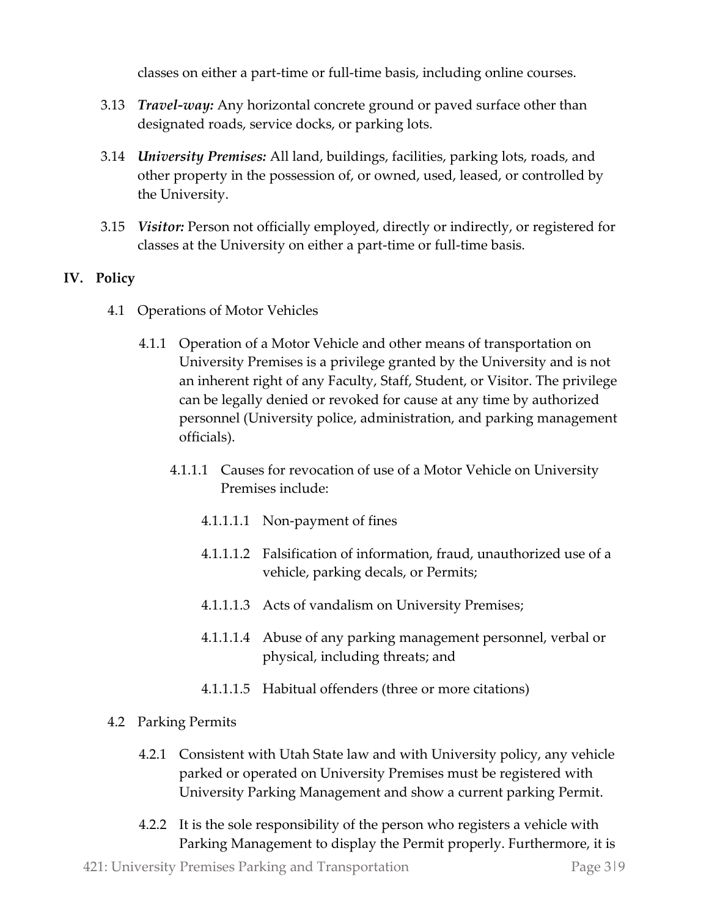classes on either a part-time or full-time basis, including online courses.

3.13 ***Travel-way:*** Any horizontal concrete ground or paved surface other than designated roads, service docks, or parking lots.

3.14 ***University Premises:*** All land, buildings, facilities, parking lots, roads, and other property in the possession of, or owned, used, leased, or controlled by the University.

3.15 ***Visitor:*** Person not officially employed, directly or indirectly, or registered for classes at the University on either a part-time or full-time basis.

## IV. Policy

4.1 Operations of Motor Vehicles

4.1.1 Operation of a Motor Vehicle and other means of transportation on University Premises is a privilege granted by the University and is not an inherent right of any Faculty, Staff, Student, or Visitor. The privilege can be legally denied or revoked for cause at any time by authorized personnel (University police, administration, and parking management officials).

4.1.1.1 Causes for revocation of use of a Motor Vehicle on University Premises include:

4.1.1.1.1 Non-payment of fines

4.1.1.1.2 Falsification of information, fraud, unauthorized use of a vehicle, parking decals, or Permits;

4.1.1.1.3 Acts of vandalism on University Premises;

4.1.1.1.4 Abuse of any parking management personnel, verbal or physical, including threats; and

4.1.1.1.5 Habitual offenders (three or more citations)

4.2 Parking Permits

4.2.1 Consistent with Utah State law and with University policy, any vehicle parked or operated on University Premises must be registered with University Parking Management and show a current parking Permit.

4.2.2 It is the sole responsibility of the person who registers a vehicle with Parking Management to display the Permit properly. Furthermore, it is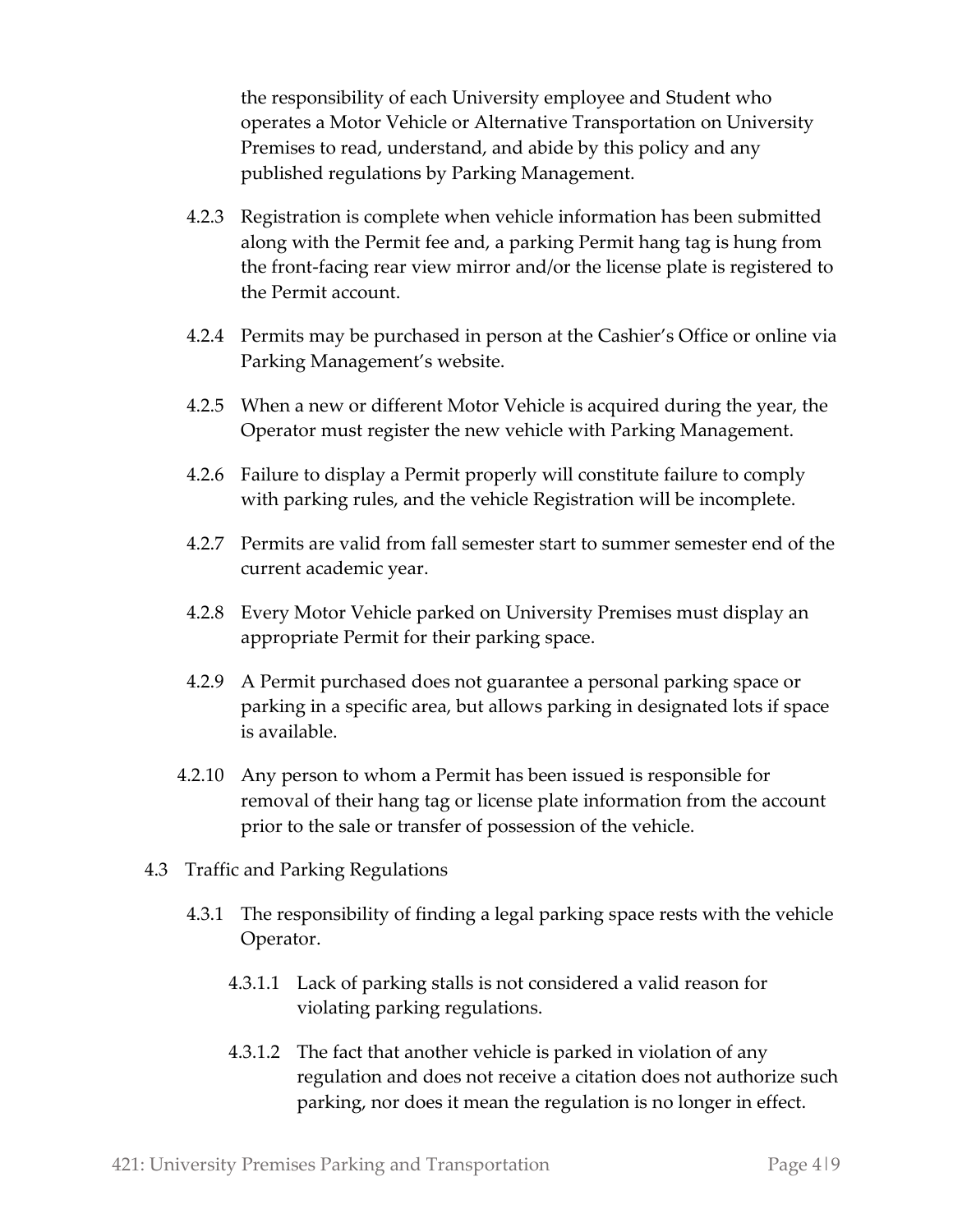the responsibility of each University employee and Student who operates a Motor Vehicle or Alternative Transportation on University Premises to read, understand, and abide by this policy and any published regulations by Parking Management.

4.2.3 Registration is complete when vehicle information has been submitted along with the Permit fee and, a parking Permit hang tag is hung from the front-facing rear view mirror and/or the license plate is registered to the Permit account.

4.2.4 Permits may be purchased in person at the Cashier's Office or online via Parking Management's website.

4.2.5 When a new or different Motor Vehicle is acquired during the year, the Operator must register the new vehicle with Parking Management.

4.2.6 Failure to display a Permit properly will constitute failure to comply with parking rules, and the vehicle Registration will be incomplete.

4.2.7 Permits are valid from fall semester start to summer semester end of the current academic year.

4.2.8 Every Motor Vehicle parked on University Premises must display an appropriate Permit for their parking space.

4.2.9 A Permit purchased does not guarantee a personal parking space or parking in a specific area, but allows parking in designated lots if space is available.

4.2.10 Any person to whom a Permit has been issued is responsible for removal of their hang tag or license plate information from the account prior to the sale or transfer of possession of the vehicle.

4.3 Traffic and Parking Regulations

4.3.1 The responsibility of finding a legal parking space rests with the vehicle Operator.

4.3.1.1 Lack of parking stalls is not considered a valid reason for violating parking regulations.

4.3.1.2 The fact that another vehicle is parked in violation of any regulation and does not receive a citation does not authorize such parking, nor does it mean the regulation is no longer in effect.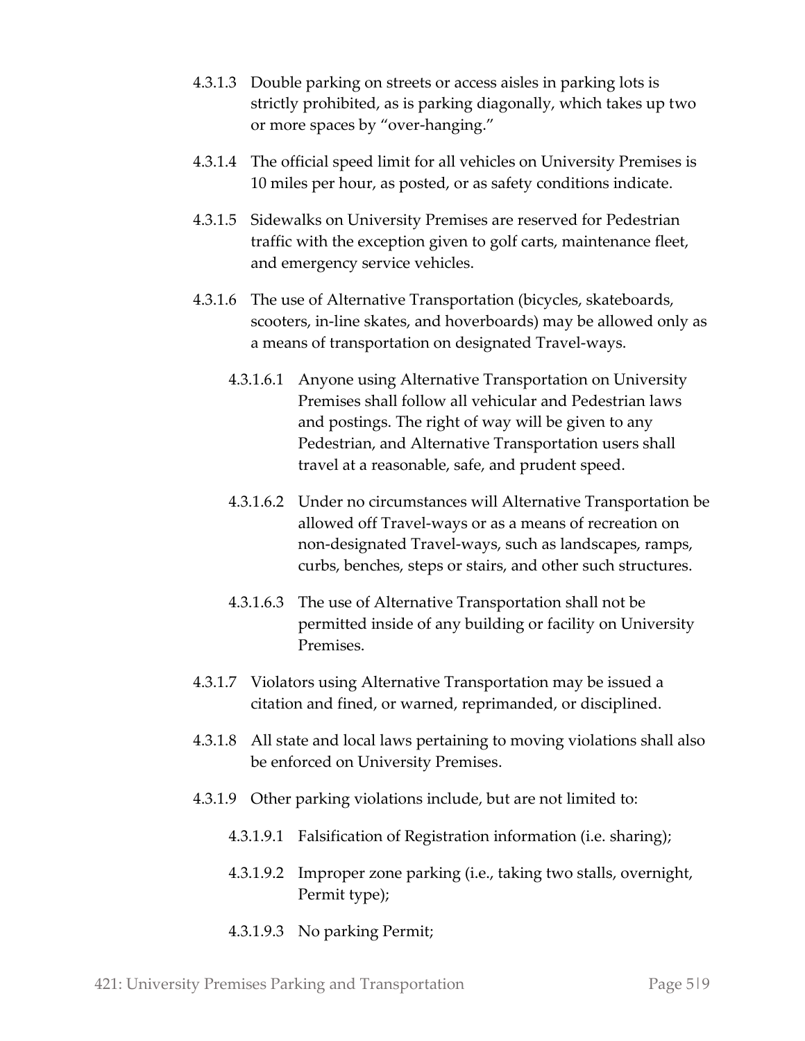4.3.1.3 Double parking on streets or access aisles in parking lots is strictly prohibited, as is parking diagonally, which takes up two or more spaces by "over-hanging."

4.3.1.4 The official speed limit for all vehicles on University Premises is 10 miles per hour, as posted, or as safety conditions indicate.

4.3.1.5 Sidewalks on University Premises are reserved for Pedestrian traffic with the exception given to golf carts, maintenance fleet, and emergency service vehicles.

4.3.1.6 The use of Alternative Transportation (bicycles, skateboards, scooters, in-line skates, and hoverboards) may be allowed only as a means of transportation on designated Travel-ways.

- 4.3.1.6.1 Anyone using Alternative Transportation on University Premises shall follow all vehicular and Pedestrian laws and postings. The right of way will be given to any Pedestrian, and Alternative Transportation users shall travel at a reasonable, safe, and prudent speed.

- 4.3.1.6.2 Under no circumstances will Alternative Transportation be allowed off Travel-ways or as a means of recreation on non-designated Travel-ways, such as landscapes, ramps, curbs, benches, steps or stairs, and other such structures.

- 4.3.1.6.3 The use of Alternative Transportation shall not be permitted inside of any building or facility on University Premises.

4.3.1.7 Violators using Alternative Transportation may be issued a citation and fined, or warned, reprimanded, or disciplined.

4.3.1.8 All state and local laws pertaining to moving violations shall also be enforced on University Premises.

4.3.1.9 Other parking violations include, but are not limited to:

- 4.3.1.9.1 Falsification of Registration information (i.e. sharing);

- 4.3.1.9.2 Improper zone parking (i.e., taking two stalls, overnight, Permit type);

- 4.3.1.9.3 No parking Permit;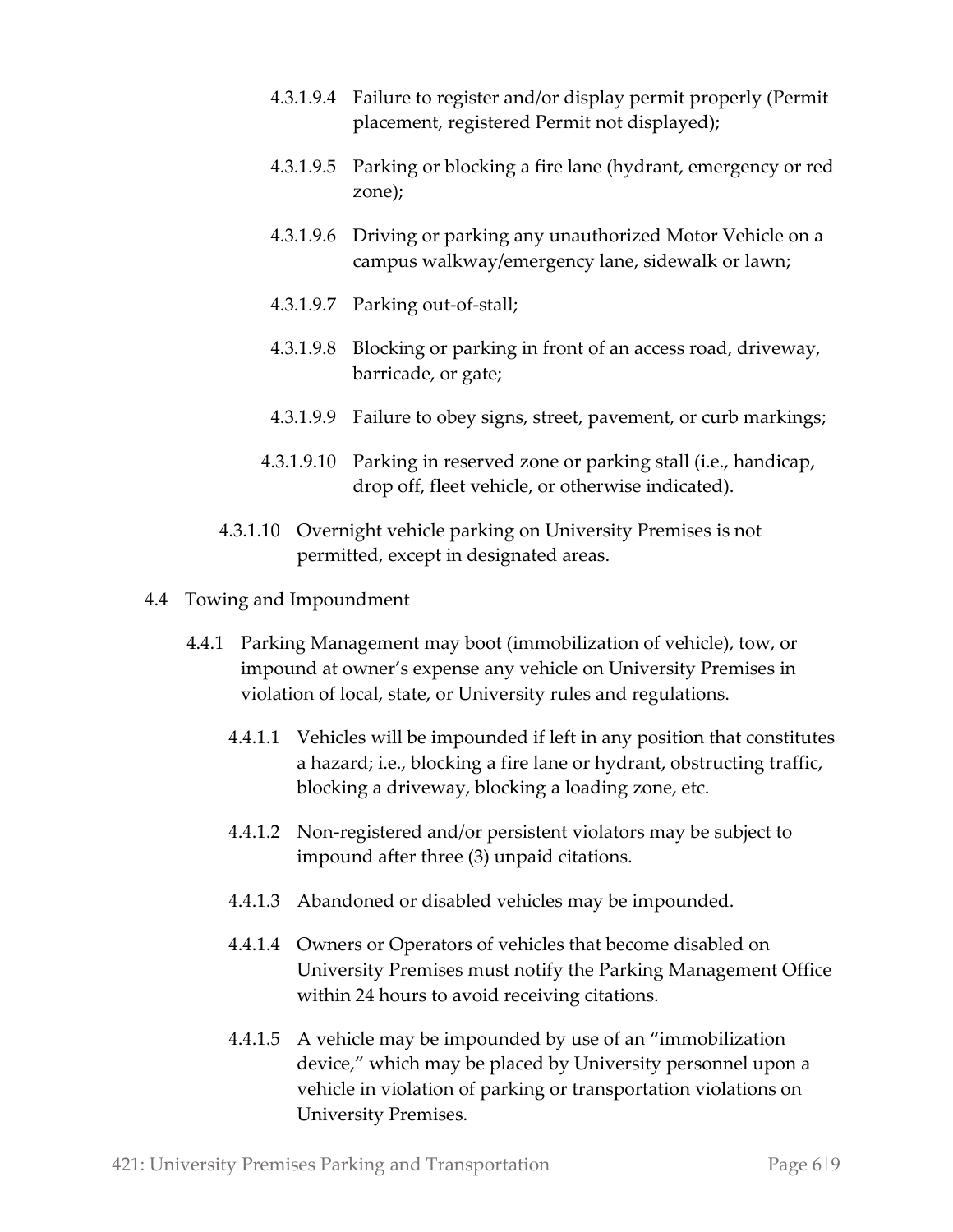4.3.1.9.4 Failure to register and/or display permit properly (Permit placement, registered Permit not displayed);

4.3.1.9.5 Parking or blocking a fire lane (hydrant, emergency or red zone);

4.3.1.9.6 Driving or parking any unauthorized Motor Vehicle on a campus walkway/emergency lane, sidewalk or lawn;

4.3.1.9.7 Parking out-of-stall;

4.3.1.9.8 Blocking or parking in front of an access road, driveway, barricade, or gate;

4.3.1.9.9 Failure to obey signs, street, pavement, or curb markings;

4.3.1.9.10 Parking in reserved zone or parking stall (i.e., handicap, drop off, fleet vehicle, or otherwise indicated).

4.3.1.10 Overnight vehicle parking on University Premises is not permitted, except in designated areas.

4.4 Towing and Impoundment

4.4.1 Parking Management may boot (immobilization of vehicle), tow, or impound at owner's expense any vehicle on University Premises in violation of local, state, or University rules and regulations.

4.4.1.1 Vehicles will be impounded if left in any position that constitutes a hazard; i.e., blocking a fire lane or hydrant, obstructing traffic, blocking a driveway, blocking a loading zone, etc.

4.4.1.2 Non-registered and/or persistent violators may be subject to impound after three (3) unpaid citations.

4.4.1.3 Abandoned or disabled vehicles may be impounded.

4.4.1.4 Owners or Operators of vehicles that become disabled on University Premises must notify the Parking Management Office within 24 hours to avoid receiving citations.

4.4.1.5 A vehicle may be impounded by use of an "immobilization device," which may be placed by University personnel upon a vehicle in violation of parking or transportation violations on University Premises.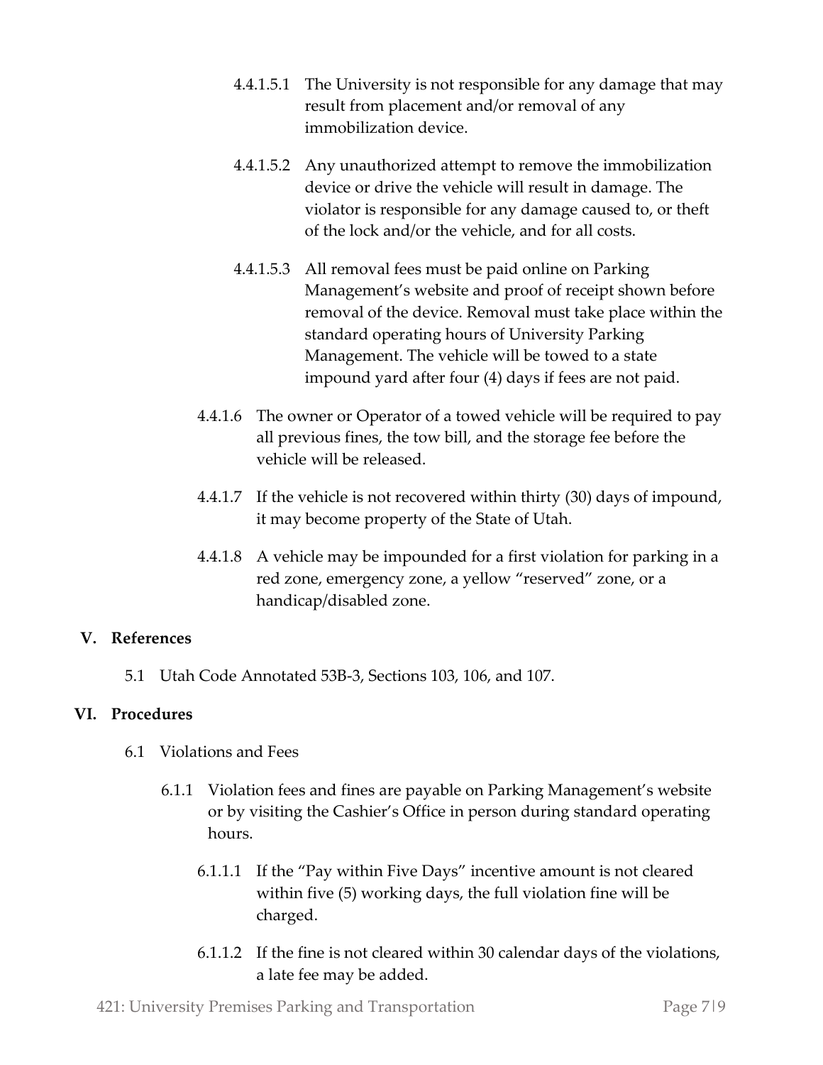4.4.1.5.1 The University is not responsible for any damage that may result from placement and/or removal of any immobilization device.

4.4.1.5.2 Any unauthorized attempt to remove the immobilization device or drive the vehicle will result in damage. The violator is responsible for any damage caused to, or theft of the lock and/or the vehicle, and for all costs.

4.4.1.5.3 All removal fees must be paid online on Parking Management's website and proof of receipt shown before removal of the device. Removal must take place within the standard operating hours of University Parking Management. The vehicle will be towed to a state impound yard after four (4) days if fees are not paid.

4.4.1.6 The owner or Operator of a towed vehicle will be required to pay all previous fines, the tow bill, and the storage fee before the vehicle will be released.

4.4.1.7 If the vehicle is not recovered within thirty (30) days of impound, it may become property of the State of Utah.

4.4.1.8 A vehicle may be impounded for a first violation for parking in a red zone, emergency zone, a yellow "reserved" zone, or a handicap/disabled zone.

## V. References

5.1 Utah Code Annotated 53B-3, Sections 103, 106, and 107.

## VI. Procedures

6.1 Violations and Fees

6.1.1 Violation fees and fines are payable on Parking Management's website or by visiting the Cashier's Office in person during standard operating hours.

6.1.1.1 If the "Pay within Five Days" incentive amount is not cleared within five (5) working days, the full violation fine will be charged.

6.1.1.2 If the fine is not cleared within 30 calendar days of the violations, a late fee may be added.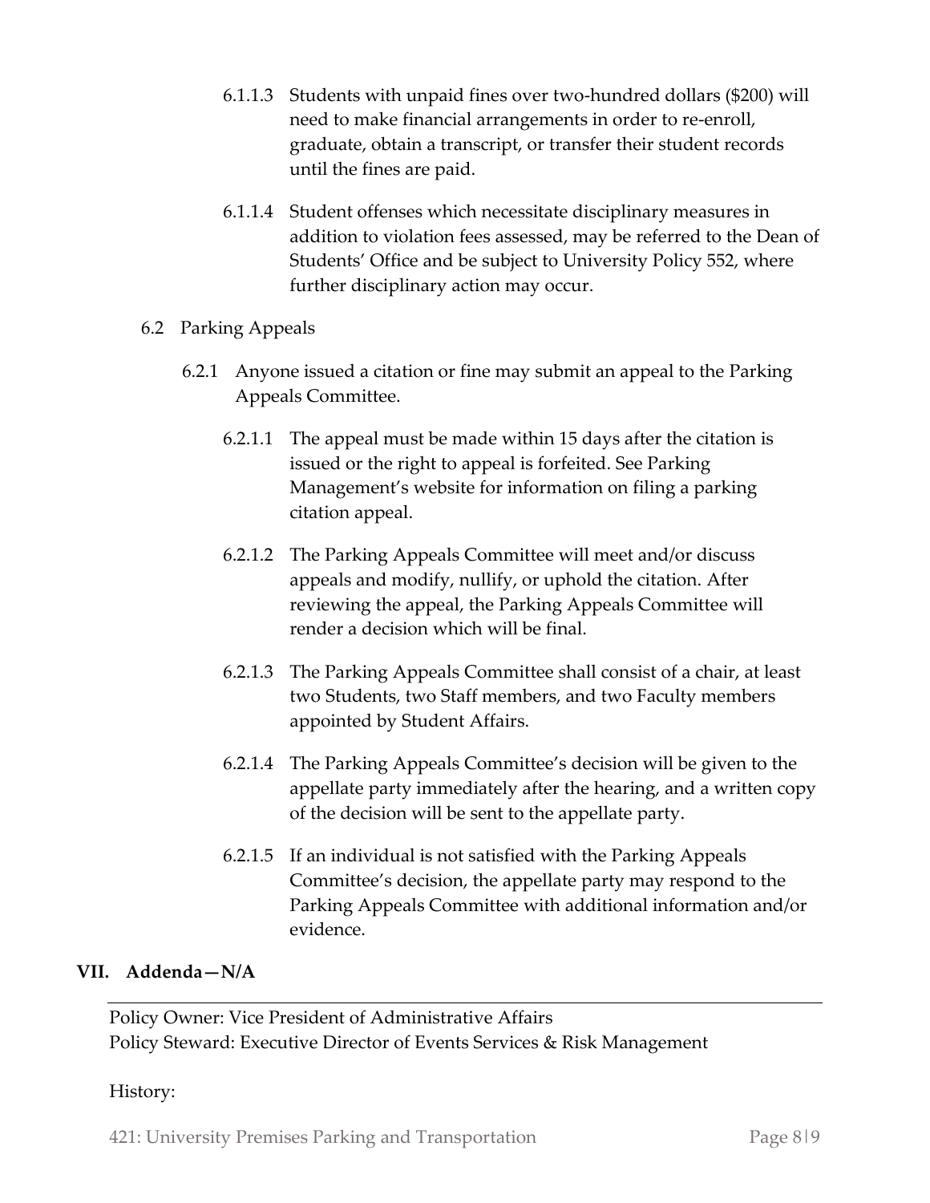6.1.1.3 Students with unpaid fines over two-hundred dollars ($200) will need to make financial arrangements in order to re-enroll, graduate, obtain a transcript, or transfer their student records until the fines are paid.

6.1.1.4 Student offenses which necessitate disciplinary measures in addition to violation fees assessed, may be referred to the Dean of Students' Office and be subject to University Policy 552, where further disciplinary action may occur.

6.2 Parking Appeals

6.2.1 Anyone issued a citation or fine may submit an appeal to the Parking Appeals Committee.

6.2.1.1 The appeal must be made within 15 days after the citation is issued or the right to appeal is forfeited. See Parking Management's website for information on filing a parking citation appeal.

6.2.1.2 The Parking Appeals Committee will meet and/or discuss appeals and modify, nullify, or uphold the citation. After reviewing the appeal, the Parking Appeals Committee will render a decision which will be final.

6.2.1.3 The Parking Appeals Committee shall consist of a chair, at least two Students, two Staff members, and two Faculty members appointed by Student Affairs.

6.2.1.4 The Parking Appeals Committee's decision will be given to the appellate party immediately after the hearing, and a written copy of the decision will be sent to the appellate party.

6.2.1.5 If an individual is not satisfied with the Parking Appeals Committee's decision, the appellate party may respond to the Parking Appeals Committee with additional information and/or evidence.

## VII. Addenda—N/A

---

Policy Owner: Vice President of Administrative Affairs
Policy Steward: Executive Director of Events Services & Risk Management

History: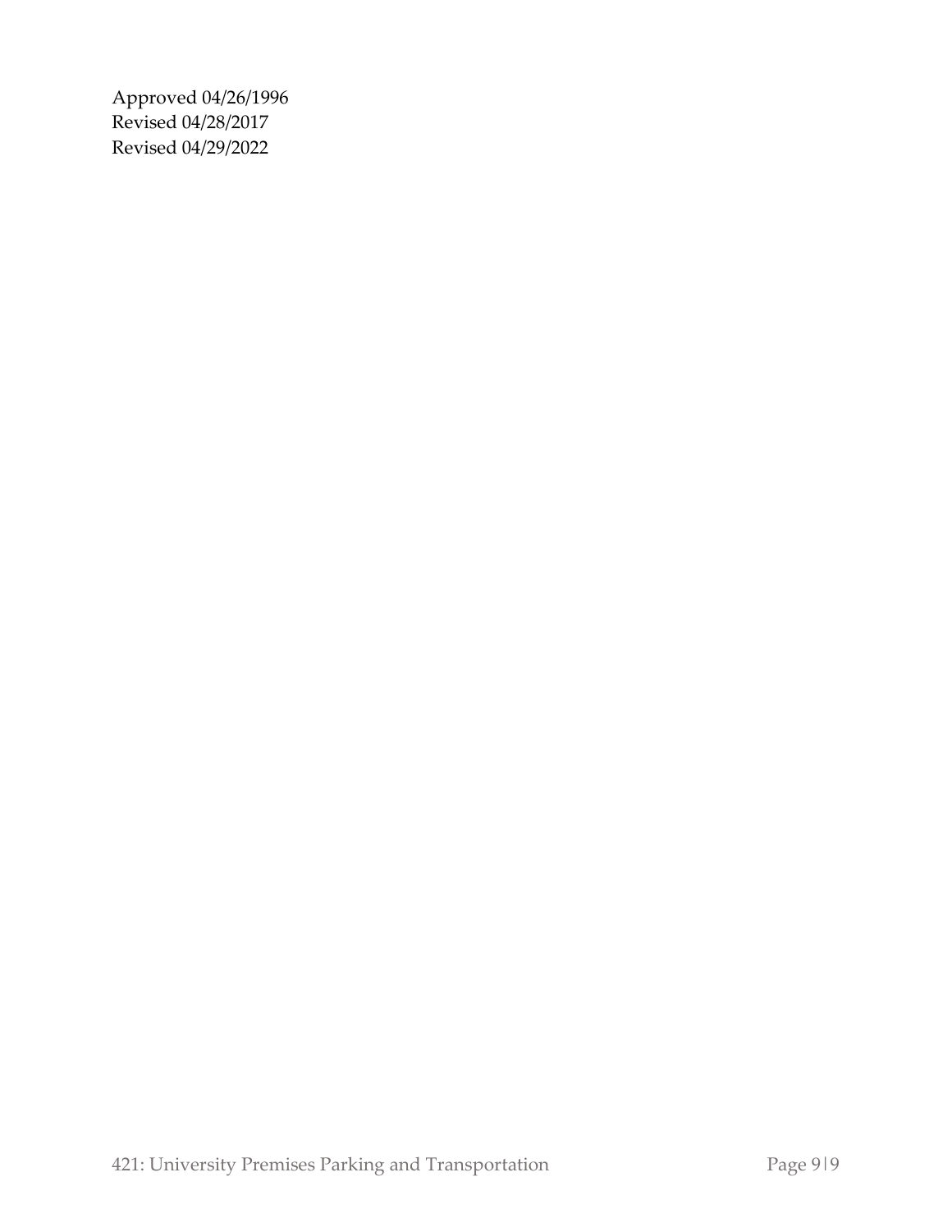Approved 04/26/1996
Revised 04/28/2017
Revised 04/29/2022